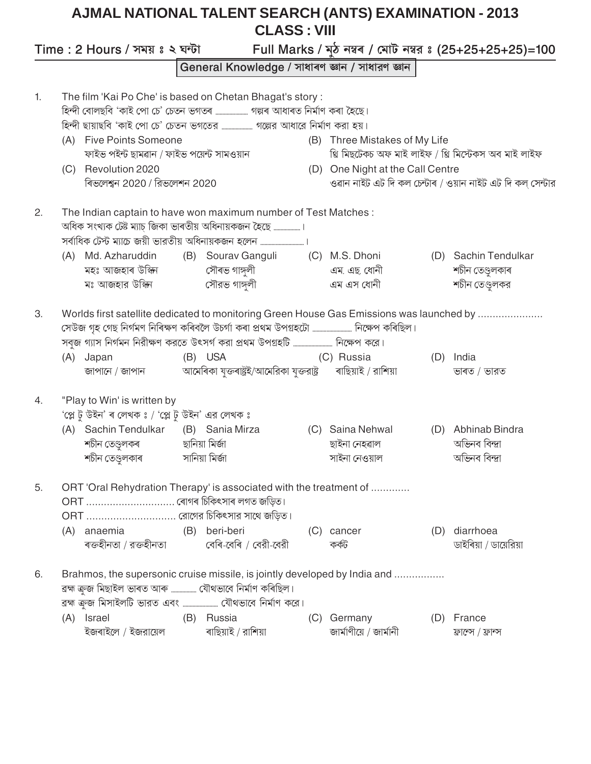# AJMAL NATIONAL TALENT SEARCH (ANTS) EXAMINATION - 2013

## CLASS : VIII

**Time : 2 Hours / সময় ঃ ২ ঘন্টা** **Full Marks / মুঠ নম্বৰ / মোট নম্বর ঃ (25+25+25+25)=100**

### General Knowledge / সাধাৰণ জ্ঞান / সাধারণ জ্ঞান

1. The film 'Kai Po Che' is based on Chetan Bhagat's story :
হিন্দী বোলছবি 'কাই পো চে' চেতন ভগতৰ ............ গল্পৰ আধাৰত নির্মাণ কৰা হৈছে।
হিন্দী ছায়াছবি 'কাই পো চে' চেতন ভগতের ............ গল্পের আধারে নির্মাণ করা হয়।
(A) Five Points Someone
ফাইভ পইন্ট ছামৱান / ফাইভ পয়েন্ট সামওয়ান
(B) Three Mistakes of My Life
থ্রি মিছটেকচ অফ মাই লাইফ / থ্রি মিস্টেকস অব মাই লাইফ
(C) Revolution 2020
ৰিভলেশ্বন 2020 / রিভলেশন 2020
(D) One Night at the Call Centre
ওৱান নাইট এট দি কল চেন্টাৰ / ওয়ান নাইট এট দি কল্ সেন্টার

2. The Indian captain to have won maximum number of Test Matches :
অধিক সংখ্যক টেষ্ট ম্যাচ্ জিকা ভাৰতীয় অধিনায়কজন হৈছে ............।
সর্বাধিক টেস্ট ম্যাচে জয়ী ভারতীয় অধিনায়কজন হলেন ............।
(A) Md. Azharuddin
মহঃ আজহাৰ উদ্দিন
মঃ আজহার উদ্দিন
(B) Sourav Ganguli
সৌৰভ গাঙ্গুলী
সৌরভ গাঙ্গুলী
(C) M.S. Dhoni
এম. এছ. ধোনী
এম এস ধোনী
(D) Sachin Tendulkar
শচীন তেণ্ডুলকাৰ
শচীন তেণ্ডুলকর

3. Worlds first satellite dedicated to monitoring Green House Gas Emissions was launched by ......................
সেউজ গৃহ গেছ নির্গমণ নিৰিক্ষণ কৰিবলৈ উচর্গা কৰা প্রথম উপগ্রহটো ............ নিক্ষেপ কৰিছিল।
সবুজ গ্যাস নির্গমন নিরীক্ষণ করতে উৎসর্গ করা প্রথম উপগ্রহটি ............ নিক্ষেপ করে।
(A) Japan
জাপানে / জাপান
(B) USA
আমেৰিকা যুক্তৰাষ্ট্ৰই/আমেরিকা যুক্তরাষ্ট্র
(C) Russia
ৰাছিয়াই / রাশিয়া
(D) India
ভাৰত / ভারত

4. "Play to Win' is written by
'প্লে টু উইন' ৰ লেখক ঃ / 'প্লে টু উইন' এর লেখক ঃ
(A) Sachin Tendulkar
শচীন তেণ্ডুলকৰ
শচীন তেণ্ডুলকার
(B) Sania Mirza
ছানিয়া মির্জা
সানিয়া মির্জা
(C) Saina Nehwal
ছাইনা নেহৱাল
সাইনা নেওয়াল
(D) Abhinab Bindra
অভিনৱ বিন্দ্রা
অভিনব বিন্দ্রা

5. ORT 'Oral Rehydration Therapy' is associated with the treatment of .............
ORT .............................. ৰোগৰ চিকিৎসাৰ লগত জড়িত।
ORT .............................. রোগের চিকিৎসার সাথে জড়িত।
(A) anaemia
ৰক্তহীনতা / রক্তহীনতা
(B) beri-beri
বেৰি-বেৰি / বেরী-বেরী
(C) cancer
কৰ্কট
(D) diarrhoea
ডাইৰিয়া / ডায়েরিয়া

6. Brahmos, the supersonic cruise missile, is jointly developed by India and .................
ব্ৰহ্ম ক্ৰুজ মিছাইল ভাৰত আৰু ............ যৌথভাবে নির্মাণ কৰিছিল।
ব্রহ্ম ক্রুজ মিসাইলটি ভারত এবং ............ যৌথভাবে নির্মাণ করে।
(A) Israel
ইজৰাইলে / ইজরায়েল
(B) Russia
ৰাছিয়াই / রাশিয়া
(C) Germany
জাৰ্মাণীয়ে / জার্মানী
(D) France
ফ্ৰান্সে / ফ্রান্স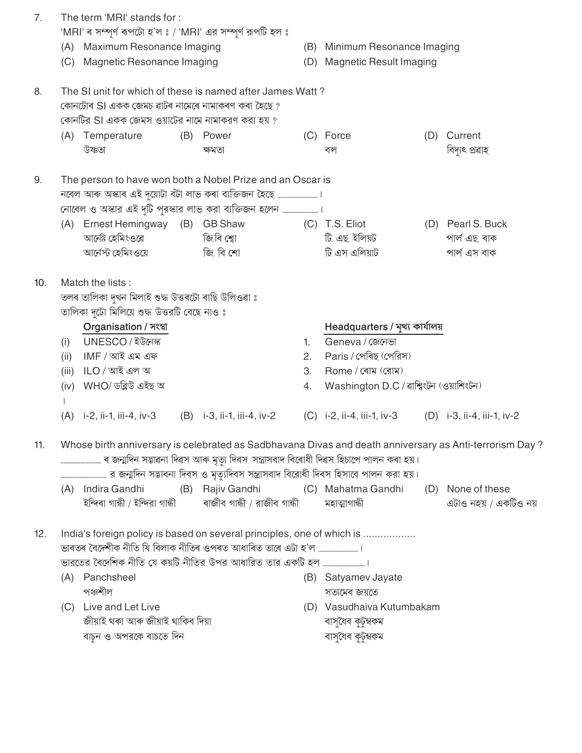7. The term 'MRI' stands for :
'MRI' ৰ সম্পূৰ্ণ ৰূপটো হ'ল ঃ / 'MRI' এর সম্পূর্ণ রূপটি হল ঃ
(A) Maximum Resonance Imaging (B) Minimum Resonance Imaging
(C) Magnetic Resonance Imaging (D) Magnetic Result Imaging

8. The SI unit for which of these is named after James Watt ?
কোনটোৰ SI একক জেমচ ৱাটৰ নামেৰে নামাকৰণ কৰা হৈছে ?
কোনটির SI একক জেমস ওয়াটের নামে নামাকরণ করা হয় ?
(A) Temperature
উষ্ণতা
(B) Power
ক্ষমতা
(C) Force
বল
(D) Current
বিদ্যুৎ প্ৰৱাহ

9. The person to have won both a Nobel Prize and an Oscar is
নবেল আৰু অস্কাৰ এই দুয়োটা বঁটা লাভ কৰা ব্যক্তিজন হৈছে ............................ ।
নোবেল ও অস্কার এই দুটি পুরস্কার লাভ করা ব্যক্তিজন হলেন ........................ ।
(A) Ernest Hemingway
আৰ্নেষ্ট হেমিংওৱে
আর্নেস্ট হেমিংওয়ে
(B) GB Shaw
জি.বি শ্ব'
জি. বি শো
(C) T.S. Eliot
টি. এছ. ইলিয়ট
টি এস এলিয়াট
(D) Pearl S. Buck
পাৰ্ল এছ. বাক
পার্ল এস বাক

10. Match the lists :
তলৰ তালিকা দুখন মিলাই শুদ্ধ উত্তৰটো বাছি উলিওৱা ঃ
তালিকা দুটো মিলিয়ে শুদ্ধ উত্তরটি বেছে নাও ঃ

| | Organisation / সংস্থা | | Headquarters / মুখ্য কাৰ্যালয় |
|---|---|---|---|
| (i) | UNESCO / ইউনেস্ক | 1. | Geneva / জেনেভা |
| (ii) | IMF / আই এম এফ | 2. | Paris / পেৰিছ (পেরিস) |
| (iii) | ILO / আই এল অ | 3. | Rome / ৰোম (রোম) |
| (iv) | WHO/ ডব্লিউ এইছ অ | 4. | Washington D.C / ৱাশ্বিংটন (ওয়াশিংটন) |

।

(A) i-2, ii-1, iii-4, iv-3 (B) i-3, ii-1, iii-4, iv-2 (C) i-2, ii-4, iii-1, iv-3 (D) i-3, ii-4, iii-1, iv-2

11. Whose birth anniversary is celebrated as Sadbhavana Divas and death anniversary as Anti-terrorism Day ?
............................ ৰ জন্মদিন সদ্ভাৱনা দিৱস আৰু মৃত্যু দিৱস সন্ত্ৰাসবাদ বিৰোধী দিৱস হিচাপে পালন কৰা হয়।
................................ র জন্মদিন সদ্ভাবনা দিবস ও মৃত্যুদিবস সন্ত্রাসবাদ বিরোধী দিবস হিসাবে পালন করা হয়।
(A) Indira Gandhi
ইন্দিৰা গান্ধী / ইন্দিরা গান্ধী
(B) Rajiv Gandhi
ৰাজীৱ গান্ধী / রাজীব গান্ধী
(C) Mahatma Gandhi
মহাত্মাগান্ধী
(D) None of these
এটাও নহয় / একটিও নয়

12. India's foreign policy is based on several principles, one of which is .................
ভাৰতৰ বৈদেশীক নীতি যি বিলাক নীতিৰ ওপৰত আধাৰিত তাৰে এটা হ'ল ............................ ।
ভারতের বৈদেশিক নীতি যে কয়টি নীতির উপর আধারিত তার একটি হল ............................ ।
(A) Panchsheel
পঞ্চশীল
(B) Satyamev Jayate
সত্যমেৱ জয়তে
(C) Live and Let Live
জীয়াই থকা আৰু জীয়াই থাকিব দিয়া
বাচুন ও অপরকে বাচতে দিন
(D) Vasudhaiva Kutumbakam
বাসুধৈব কুটুম্বকম
বাসুধৈব কুটুম্বকম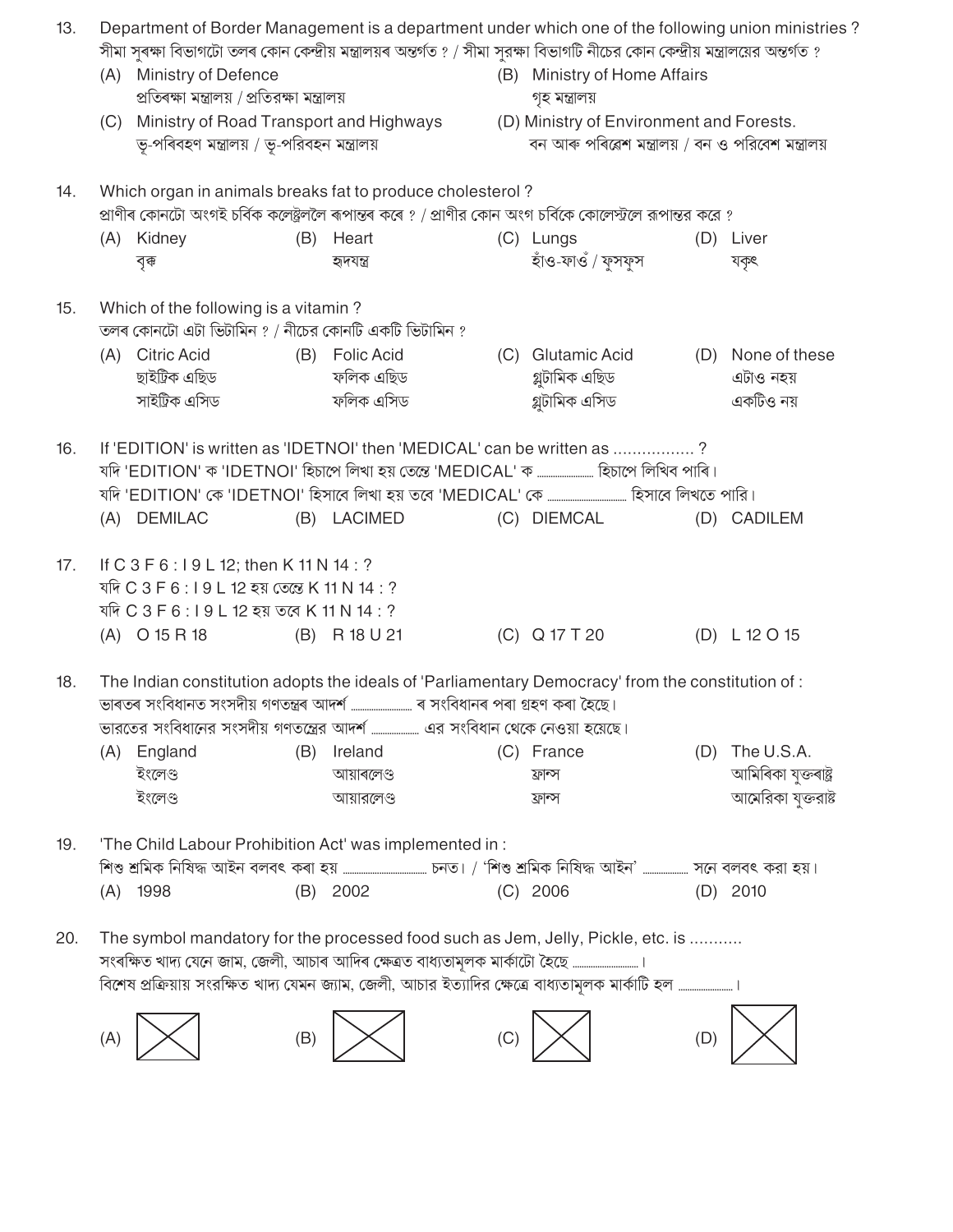13. Department of Border Management is a department under which one of the following union ministries ?
সীমা সুৰক্ষা বিভাগটো তলৰ কোন কেন্দ্ৰীয় মন্ত্ৰালয়ৰ অন্তৰ্গত ? / সীমা সুরক্ষা বিভাগটি নীচের কোন কেন্দ্রীয় মন্ত্রালয়ের অন্তর্গত ?

(A) Ministry of Defence
প্ৰতিৰক্ষা মন্ত্ৰালয় / প্রতিরক্ষা মন্ত্রালয়

(B) Ministry of Home Affairs
গৃহ মন্ত্ৰালয়

(C) Ministry of Road Transport and Highways
ভূ-পৰিবহণ মন্ত্ৰালয় / ভূ-পরিবহন মন্ত্রালয়

(D) Ministry of Environment and Forests.
বন আৰু পৰিৱেশ মন্ত্ৰালয় / বন ও পরিবেশ মন্ত্রালয়

14. Which organ in animals breaks fat to produce cholesterol ?
প্ৰাণীৰ কোনটো অংগই চৰ্বিক কলেষ্ট্ৰললৈ ৰূপান্তৰ কৰে ? / প্রাণীর কোন অংগ চর্বিকে কোলেস্টলে রূপান্তর করে ?

(A) Kidney
বৃক্ক

(B) Heart
হৃদযন্ত্ৰ

(C) Lungs
হাঁও-ফাওঁ / ফুসফুস

(D) Liver
যকৃৎ

15. Which of the following is a vitamin ?
তলৰ কোনটো এটা ভিটামিন ? / নীচের কোনটি একটি ভিটামিন ?

(A) Citric Acid
ছাইট্ৰিক এছিড
সাইট্রিক এসিড

(B) Folic Acid
ফলিক এছিড
ফলিক এসিড

(C) Glutamic Acid
গ্লুটামিক এছিড
গ্লুটামিক এসিড

(D) None of these
এটাও নহয়
একটিও নয়

16. If 'EDITION' is written as 'IDETNOI' then 'MEDICAL' can be written as ................ ?
যদি 'EDITION' ক 'IDETNOI' হিচাপে লিখা হয় তেন্তে 'MEDICAL' ক ................ হিচাপে লিখিব পাৰি।
যদি 'EDITION' কে 'IDETNOI' হিসাবে লিখা হয় তবে 'MEDICAL' কে ................ হিসাবে লিখতে পারি।

(A) DEMILAC
(B) LACIMED
(C) DIEMCAL
(D) CADILEM

17. If C 3 F 6 : I 9 L 12; then K 11 N 14 : ?
যদি C 3 F 6 : I 9 L 12 হয় তেন্তে K 11 N 14 : ?
যদি C 3 F 6 : I 9 L 12 হয় তবে K 11 N 14 : ?

(A) O 15 R 18
(B) R 18 U 21
(C) Q 17 T 20
(D) L 12 O 15

18. The Indian constitution adopts the ideals of 'Parliamentary Democracy' from the constitution of :
ভাৰতৰ সংবিধানত সংসদীয় গণতন্ত্ৰৰ আদৰ্শ ................ ৰ সংবিধানৰ পৰা গ্ৰহণ কৰা হৈছে।
ভারতের সংবিধানের সংসদীয় গণতন্ত্রের আদর্শ ................ এর সংবিধান থেকে নেওয়া হয়েছে।

(A) England
ইংলেণ্ড
ইংলেণ্ড

(B) Ireland
আয়াৰলেণ্ড
আয়ারলেণ্ড

(C) France
ফ্ৰান্স
ফ্রান্স

(D) The U.S.A.
আমিৰিকা যুক্তৰাষ্ট্ৰ
আমেরিকা যুক্তরাষ্ট্র

19. 'The Child Labour Prohibition Act' was implemented in :
শিশু শ্ৰমিক নিষিদ্ধ আইন বলবৎ কৰা হয় ................ চনত। / 'শিশু শ্রমিক নিষিদ্ধ আইন' ................ সনে বলবৎ করা হয়।

(A) 1998
(B) 2002
(C) 2006
(D) 2010

20. The symbol mandatory for the processed food such as Jem, Jelly, Pickle, etc. is ...........
সংৰক্ষিত খাদ্য যেনে জাম, জেলী, আচাৰ আদিৰ ক্ষেত্ৰত বাধ্যতামূলক মাৰ্কাটো হৈছে ................ ।
বিশেষ প্রক্রিয়ায় সংরক্ষিত খাদ্য যেমন জ্যাম, জেলী, আচার ইত্যাদির ক্ষেত্রে বাধ্যতামূলক মার্কাটি হল ................ ।

(A)
(B)
(C)
(D)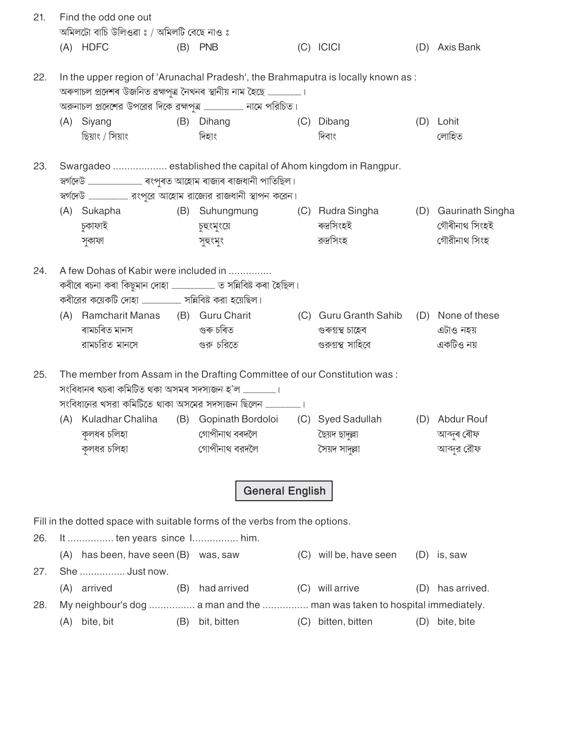21. Find the odd one out

অমিলটো বাচি উলিওৱা ঃ / অমিলটি বেছে নাও ঃ

(A) HDFC (B) PNB (C) ICICI (D) Axis Bank

22. In the upper region of 'Arunachal Pradesh', the Brahmaputra is locally known as :

অৰুণাচল প্ৰদেশৰ উজনিত ব্ৰহ্মপুত্ৰ নৈখনৰ স্থানীয় নাম হৈছে .................... ।

অরুনাচল প্রদেশের উপরের দিকে ব্রহ্মপুত্র ...................... নামে পরিচিত।

(A) Siyang
ছিয়াং / সিয়াং

(B) Dihang
দিহাং

(C) Dibang
দিবাং

(D) Lohit
লোহিত

23. Swargadeo .................. established the capital of Ahom kingdom in Rangpur.

স্বৰ্গদেউ ............................ ৰংপুৰত আহোম ৰাজ্যৰ ৰাজধানী পাতিছিল।

স্বৰ্গদেউ ...................... রংপুরে আহোম রাজ্যের রাজধানী স্থাপন করেন।

(A) Sukapha
চুকাফাই
সুকাফা

(B) Suhungmung
চুহুংমুংয়ে
সুহুংমুং

(C) Rudra Singha
ৰুদ্ৰসিংহই
রুদ্রসিংহ

(D) Gaurinath Singha
গৌৰীনাথ সিংহই
গৌরীনাথ সিংহ

24. A few Dohas of Kabir were included in ...............

কবীৰে ৰচনা কৰা কিছুমান দোহা ........................ ত সন্নিবিষ্ট কৰা হৈছিল।

কবীরের কয়েকটি দোহা ...................... সন্নিবিষ্ট করা হয়েছিল।

(A) Ramcharit Manas
ৰামচৰিত মানস
রামচরিত মানসে

(B) Guru Charit
গুৰু চৰিত
গুরু চরিতে

(C) Guru Granth Sahib
গুৰুগ্ৰন্থ চাহেব
গুরুগ্রন্থ সাহিবে

(D) None of these
এটাও নহয়
একটিও নয়

25. The member from Assam in the Drafting Committee of our Constitution was :

সংবিধানৰ খচৰা কমিটিত থকা অসমৰ সদস্যজন হ'ল .................... ।

সংবিধানের খসরা কমিটিতে থাকা অসমের সদস্যজন ছিলেন ...................... ।

(A) Kuladhar Chaliha
কুলধৰ চলিহা
কুলধর চলিহা

(B) Gopinath Bordoloi
গোপীনাথ বৰদলৈ
গোপীনাথ বরদলৈ

(C) Syed Sadullah
ছৈয়দ ছাদুল্লা
সৈয়দ সাদুল্লা

(D) Abdur Rouf
আব্দুৰ ৰৌফ
আব্দুর রৌফ

## General English

Fill in the dotted space with suitable forms of the verbs from the options.

26. It ................ ten years since I................ him.

(A) has been, have seen (B) was, saw (C) will be, have seen (D) is, saw

27. She ................ Just now.

(A) arrived (B) had arrived (C) will arrive (D) has arrived.

28. My neighbour's dog ................ a man and the ................ man was taken to hospital immediately.

(A) bite, bit (B) bit, bitten (C) bitten, bitten (D) bite, bite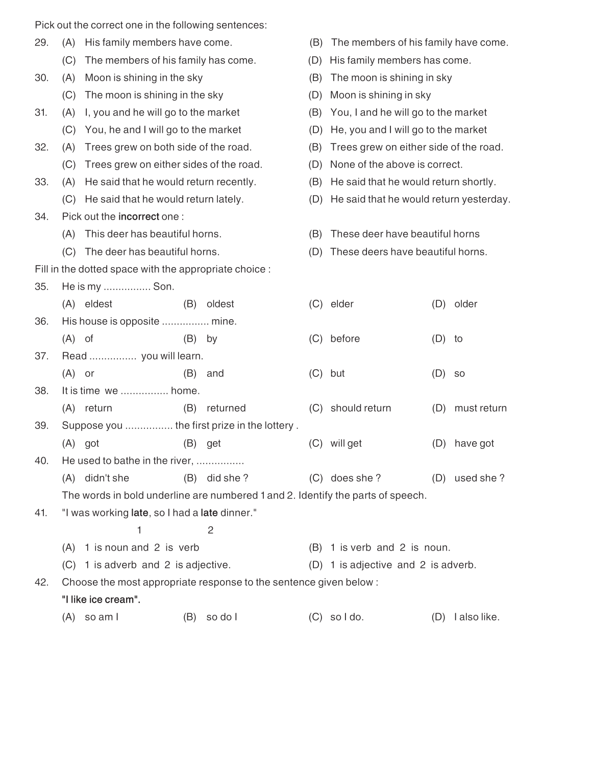Pick out the correct one in the following sentences:

29. (A) His family members have come. (B) The members of his family have come.
    (C) The members of his family has come. (D) His family members has come.

30. (A) Moon is shining in the sky (B) The moon is shining in sky
    (C) The moon is shining in the sky (D) Moon is shining in sky

31. (A) I, you and he will go to the market (B) You, I and he will go to the market
    (C) You, he and I will go to the market (D) He, you and I will go to the market

32. (A) Trees grew on both side of the road. (B) Trees grew on either side of the road.
    (C) Trees grew on either sides of the road. (D) None of the above is correct.

33. (A) He said that he would return recently. (B) He said that he would return shortly.
    (C) He said that he would return lately. (D) He said that he would return yesterday.

34. Pick out the **incorrect** one :
    (A) This deer has beautiful horns. (B) These deer have beautiful horns
    (C) The deer has beautiful horns. (D) These deers have beautiful horns.

Fill in the dotted space with the appropriate choice :

35. He is my ................ Son.
    (A) eldest (B) oldest (C) elder (D) older

36. His house is opposite ................ mine.
    (A) of (B) by (C) before (D) to

37. Read ................ you will learn.
    (A) or (B) and (C) but (D) so

38. It is time we ................ home.
    (A) return (B) returned (C) should return (D) must return

39. Suppose you ................ the first prize in the lottery .
    (A) got (B) get (C) will get (D) have got

40. He used to bathe in the river, ................
    (A) didn't she (B) did she ? (C) does she ? (D) used she ?

The words in bold underline are numbered 1 and 2. Identify the parts of speech.

41. "I was working **late**, so I had a **late** dinner."
    1 2
    (A) 1 is noun and 2 is verb (B) 1 is verb and 2 is noun.
    (C) 1 is adverb and 2 is adjective. (D) 1 is adjective and 2 is adverb.

42. Choose the most appropriate response to the sentence given below :
    **"I like ice cream".**
    (A) so am I (B) so do I (C) so I do. (D) I also like.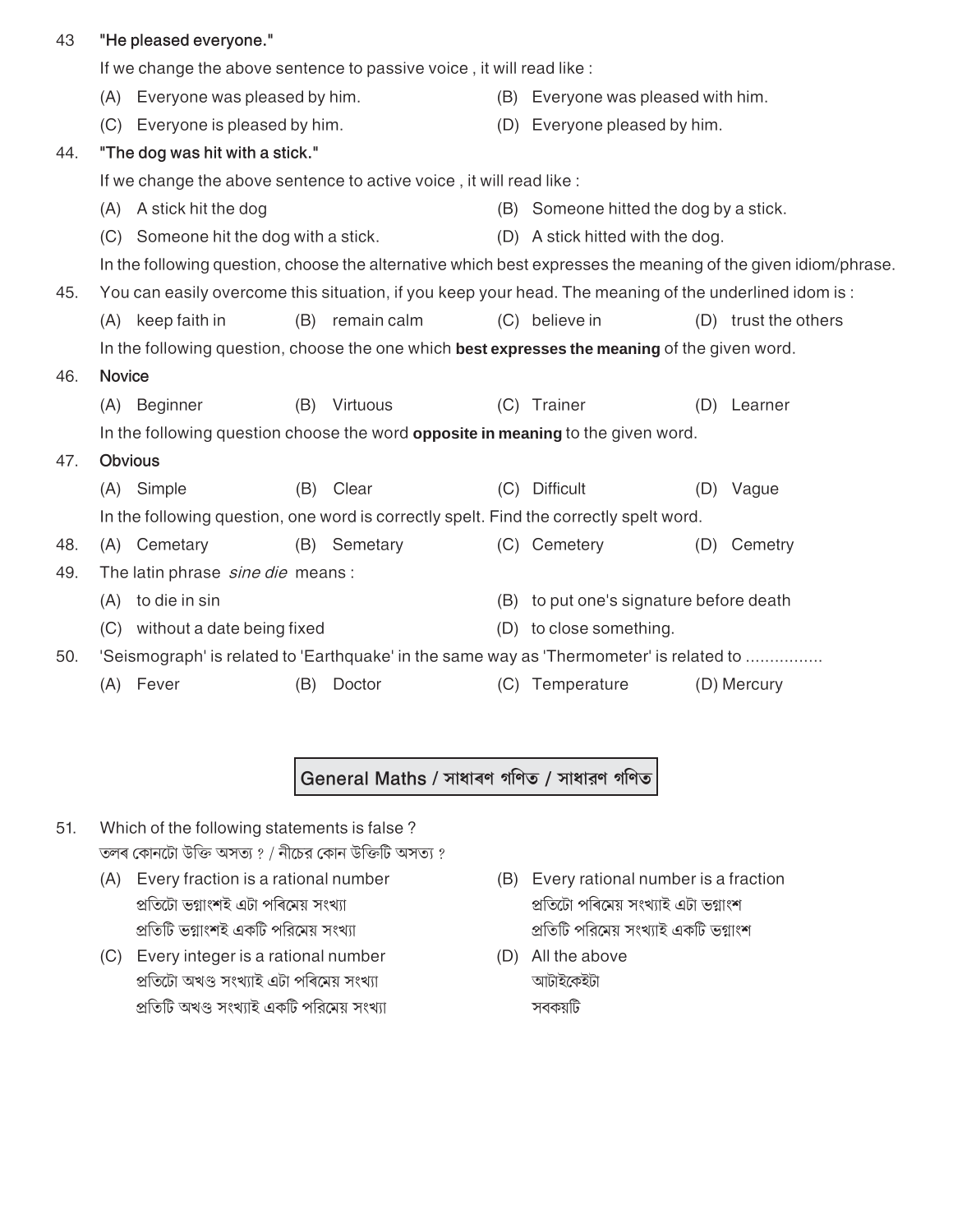43 **"He pleased everyone."**

If we change the above sentence to passive voice , it will read like :

(A) Everyone was pleased by him.
(B) Everyone was pleased with him.
(C) Everyone is pleased by him.
(D) Everyone pleased by him.

44. **"The dog was hit with a stick."**

If we change the above sentence to active voice , it will read like :

(A) A stick hit the dog
(B) Someone hitted the dog by a stick.
(C) Someone hit the dog with a stick.
(D) A stick hitted with the dog.

In the following question, choose the alternative which best expresses the meaning of the given idiom/phrase.

45. You can easily overcome this situation, if you keep your head. The meaning of the underlined idom is :

(A) keep faith in
(B) remain calm
(C) believe in
(D) trust the others

In the following question, choose the one which **best expresses the meaning** of the given word.

46. **Novice**

(A) Beginner
(B) Virtuous
(C) Trainer
(D) Learner

In the following question choose the word **opposite in meaning** to the given word.

47. **Obvious**

(A) Simple
(B) Clear
(C) Difficult
(D) Vague

In the following question, one word is correctly spelt. Find the correctly spelt word.

48. (A) Cemetary (B) Semetary (C) Cemetery (D) Cemetry

49. The latin phrase *sine die* means :

(A) to die in sin
(B) to put one's signature before death
(C) without a date being fixed
(D) to close something.

50. 'Seismograph' is related to 'Earthquake' in the same way as 'Thermometer' is related to ................

(A) Fever
(B) Doctor
(C) Temperature
(D) Mercury

## General Maths / সাধাৰণ গণিত / সাধারণ গণিত

51. Which of the following statements is false ?
তলৰ কোনটো উক্তি অসত্য ? / নীচের কোন উক্তিটি অসত্য ?

(A) Every fraction is a rational number
প্ৰতিটো ভগ্নাংশই এটা পৰিমেয় সংখ্যা
প্রতিটি ভগ্নাংশই একটি পরিমেয় সংখ্যা

(B) Every rational number is a fraction
প্ৰতিটো পৰিমেয় সংখ্যাই এটা ভগ্নাংশ
প্রতিটি পরিমেয় সংখ্যাই একটি ভগ্নাংশ

(C) Every integer is a rational number
প্ৰতিটো অখণ্ড সংখ্যাই এটা পৰিমেয় সংখ্যা
প্রতিটি অখণ্ড সংখ্যাই একটি পরিমেয় সংখ্যা

(D) All the above
আটাইকেইটা
সবকয়টি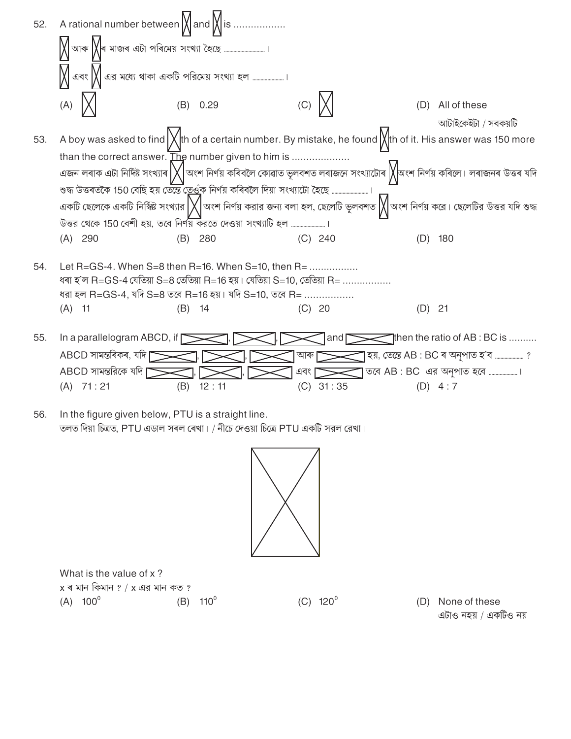52. A rational number between ☒ and ☒ is ..................

☒ আৰু ☒ৰ মাজৰ এটা পৰিমেয় সংখ্যা হৈছে .......................... ।

☒ এবং ☒ এর মধ্যে থাকা একটি পরিমেয় সংখ্যা হল .................... ।

(A) ☒ (B) 0.29 (C) ☒ (D) All of these / আটাইকেইটা / সবকয়টি

53. A boy was asked to find ☒th of a certain number. By mistake, he found ☒th of it. His answer was 150 more than the correct answer. The number given to him is ....................

এজন লৰাক এটা নিৰ্দিষ্ট সংখ্যাৰ ☒ অংশ নিৰ্ণয় কৰিবলৈ কোৱাত ভুলবশত লৰাজনে সংখ্যাটোৰ ☒অংশ নিৰ্ণয় কৰিলে। লৰাজনৰ উত্তৰ যদি শুদ্ধ উত্তৰতকৈ 150 বেছি হয় তেন্তে তেওঁক নিৰ্ণয় কৰিবলৈ দিয়া সংখ্যাটো হৈছে ........................ ।

একটি ছেলেকে একটি নির্দিষ্ট সংখ্যার ☒ অংশ নির্ণয় করার জন্য বলা হল, ছেলেটি ভুলবশত ☒ অংশ নির্ণয় করে। ছেলেটির উত্তর যদি শুদ্ধ উত্তর থেকে 150 বেশী হয়, তবে নির্ণয় করতে দেওয়া সংখ্যাটি হল ...................... ।

(A) 290 (B) 280 (C) 240 (D) 180

54. Let R=GS-4. When S=8 then R=16. When S=10, then R= .................

ধৰা হ'ল R=GS-4 যেতিয়া S=8 তেতিয়া R=16 হয়। যেতিয়া S=10, তেতিয়া R= .................

ধরা হল R=GS-4, যদি S=8 তবে R=16 হয়। যদি S=10, তবে R= .................

(A) 11 (B) 14 (C) 20 (D) 21

55. In a parallelogram ABCD, if ☒, ☒, ☒ and ☒ then the ratio of AB : BC is ..........

ABCD সামন্তৰিকৰ, যদি ☒, ☒, ☒ আৰু ☒ হয়, তেন্তে AB : BC ৰ অনুপাত হ'ব .................. ?

ABCD সামন্তরিকে যদি ☒, ☒, ☒ এবং ☒ তবে AB : BC এর অনুপাত হবে .................. ।

(A) 71 : 21 (B) 12 : 11 (C) 31 : 35 (D) 4 : 7

56. In the figure given below, PTU is a straight line.

তলত দিয়া চিত্ৰত, PTU এডাল সৰল ৰেখা। / নীচে দেওয়া চিত্রে PTU একটি সরল রেখা।

☒

What is the value of x ?

x ৰ মান কিমান ? / x এর মান কত ?

(A) $100^0$ (B) $110^0$ (C) $120^0$ (D) None of these / এটাও নহয় / একটিও নয়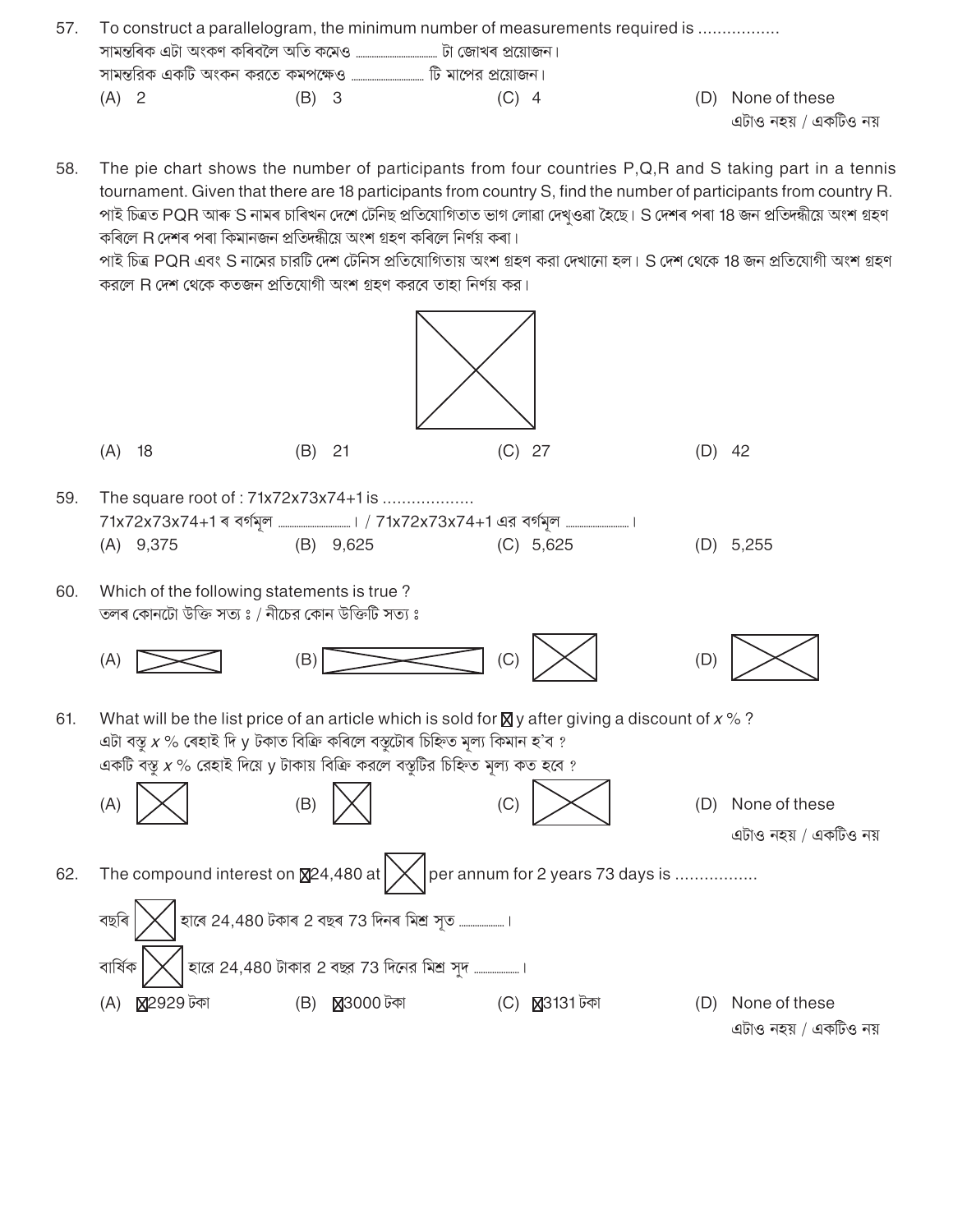57. To construct a parallelogram, the minimum number of measurements required is ................
সামন্তৰিক এটা অংকণ কৰিবলৈ অতি কমেও ................ টা জোখৰ প্ৰয়োজন।
সামন্তরিক একটি অংকন করতে কমপক্ষেও ................ টি মাপের প্রয়োজন।

(A) 2 (B) 3 (C) 4 (D) None of these
এটাও নহয় / একটিও নয়

58. The pie chart shows the number of participants from four countries P,Q,R and S taking part in a tennis tournament. Given that there are 18 participants from country S, find the number of participants from country R.
পাই চিত্ৰত PQR আৰু S নামৰ চাৰিখন দেশে টেনিছ প্ৰতিযোগিতাত ভাগ লোৱা দেখুওৱা হৈছে। S দেশৰ পৰা 18 জন প্ৰতিদ্বন্দ্বীয়ে অংশ গ্ৰহণ কৰিলে R দেশৰ পৰা কিমানজন প্ৰতিদ্বন্দ্বীয়ে অংশ গ্ৰহণ কৰিলে নিৰ্ণয় কৰা।
পাই চিত্র PQR এবং S নামের চারটি দেশ টেনিস প্রতিযোগিতায় অংশ গ্রহণ করা দেখানো হল। S দেশ থেকে 18 জন প্রতিযোগী অংশ গ্রহণ করলে R দেশ থেকে কতজন প্রতিযোগী অংশ গ্রহণ করবে তাহা নির্ণয় কর।

(A) 18 (B) 21 (C) 27 (D) 42

59. The square root of : 71x72x73x74+1 is ..................
71x72x73x74+1 ৰ বৰ্গমূল ................ । / 71x72x73x74+1 এর বর্গমূল ................ ।

(A) 9,375 (B) 9,625 (C) 5,625 (D) 5,255

60. Which of the following statements is true ?
তলৰ কোনটো উক্তি সত্য ঃ / নীচের কোন উক্তিটি সত্য ঃ

(A) (B) (C) (D)

61. What will be the list price of an article which is sold for ₹ y after giving a discount of $x$ % ?
এটা বস্তু $x$ % ৰেহাই দি y টকাত বিক্ৰি কৰিলে বস্তুটোৰ চিহ্নিত মূল্য কিমান হ'ব ?
একটি বস্তু $x$ % রেহাই দিয়ে y টাকায় বিক্রি করলে বস্তুটির চিহ্নিত মূল্য কত হবে ?

(A) (B) (C) (D) None of these
এটাও নহয় / একটিও নয়

62. The compound interest on ₹24,480 at per annum for 2 years 73 days is ................
বছৰি হাৰে 24,480 টকাৰ 2 বছৰ 73 দিনৰ মিশ্ৰ সূত ................ ।
বার্ষিক হারে 24,480 টাকার 2 বছর 73 দিনের মিশ্র সুদ ................ ।

(A) ₹2929 টকা (B) ₹3000 টকা (C) ₹3131 টকা (D) None of these
এটাও নহয় / একটিও নয়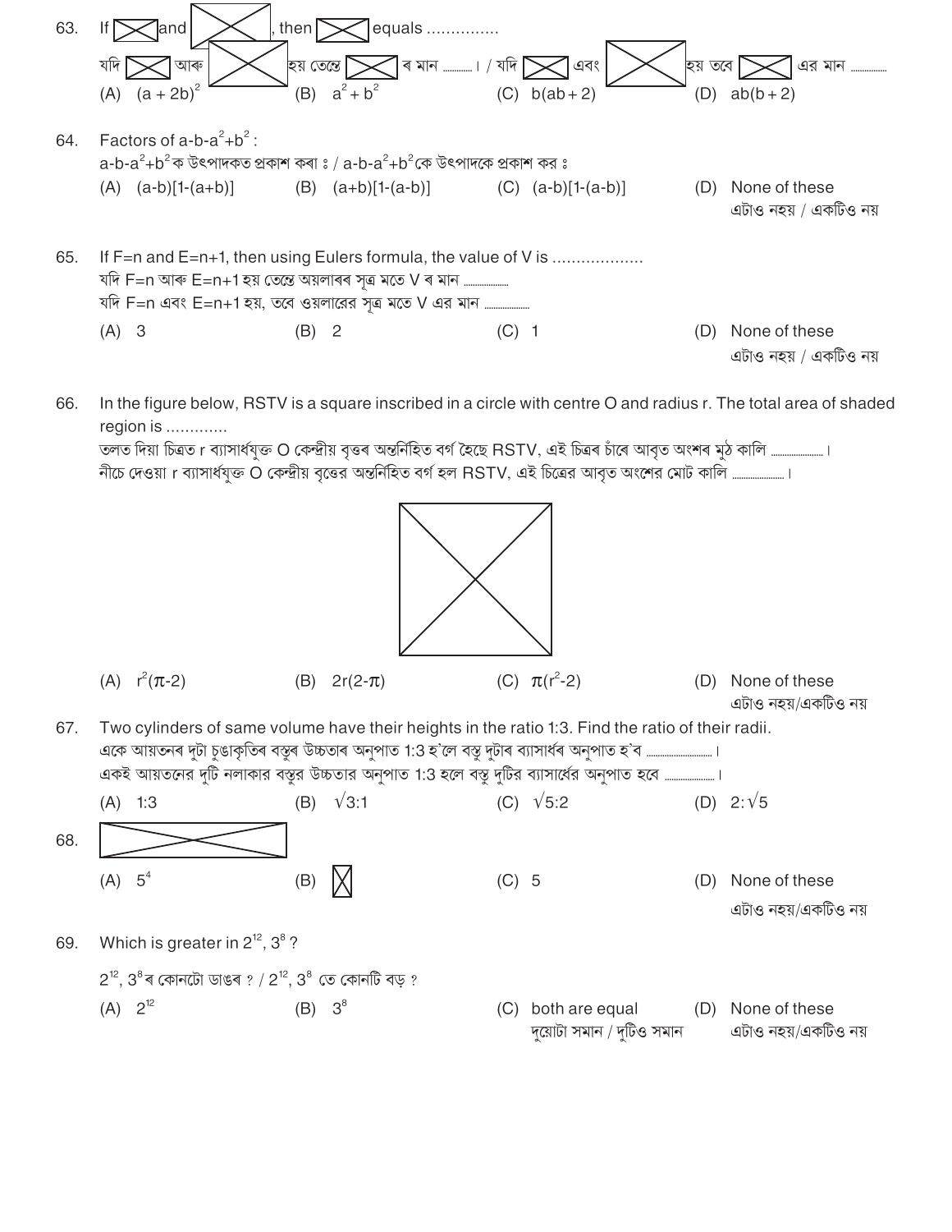63. If [crossed-out box] and [crossed-out box], then [crossed-out box] equals ...............

যদি [crossed-out box] আৰু [crossed-out box] হয় তেন্তে [crossed-out box] ৰ মান ........... / যদি [crossed-out box] এবং [crossed-out box] হয় তবে [crossed-out box] এর মান ..............

(A) $(a + 2b)^2$ (B) $a^2 + b^2$ (C) $b(ab + 2)$ (D) $ab(b + 2)$

64. Factors of $a-b-a^2+b^2$ :

$a-b-a^2+b^2$ ক উৎপাদকত প্ৰকাশ কৰা ঃ / $a-b-a^2+b^2$ কে উৎপাদকে প্রকাশ কর ঃ

(A) $(a-b)[1-(a+b)]$ (B) $(a+b)[1-(a-b)]$ (C) $(a-b)[1-(a-b)]$ (D) None of these / এটাও নহয় / একটিও নয়

65. If F=n and E=n+1, then using Eulers formula, the value of V is ...................

যদি F=n আৰু E=n+1 হয় তেন্তে অয়লাৰৰ সূত্ৰ মতে V ৰ মান ..................

যদি F=n এবং E=n+1 হয়, তবে ওয়লারের সূত্র মতে V এর মান ..................

(A) 3 (B) 2 (C) 1 (D) None of these / এটাও নহয় / একটিও নয়

66. In the figure below, RSTV is a square inscribed in a circle with centre O and radius r. The total area of shaded region is .............

তলত দিয়া চিত্ৰত r ব্যাসাৰ্ধযুক্ত O কেন্দ্ৰীয় বৃত্তৰ অন্তৰ্নিহিত বৰ্গ হৈছে RSTV, এই চিত্ৰৰ চাঁৰে আবৃত অংশৰ মুঠ কালি ..................... ।

নীচে দেওয়া r ব্যাসার্ধযুক্ত O কেন্দ্রীয় বৃত্তের অন্তর্নিহিত বর্গ হল RSTV, এই চিত্রের আবৃত অংশের মোট কালি ..................... ।

(A) $r^2(\pi-2)$ (B) $2r(2-\pi)$ (C) $\pi(r^2-2)$ (D) None of these / এটাও নহয়/একটিও নয়

67. Two cylinders of same volume have their heights in the ratio 1:3. Find the ratio of their radii.

একে আয়তনৰ দুটা চুঙাকৃতিৰ বস্তুৰ উচ্চতাৰ অনুপাত 1:3 হ'লে বস্তু দুটাৰ ব্যাসাৰ্ধৰ অনুপাত হ'ব .......................... ।

একই আয়তনের দুটি নলাকার বস্তুর উচ্চতার অনুপাত 1:3 হলে বস্তু দুটির ব্যাসার্ধের অনুপাত হবে .................... ।

(A) 1:3 (B) $\sqrt{3}:1$ (C) $\sqrt{5}:2$ (D) $2:\sqrt{5}$

68. [crossed-out box]

(A) $5^4$ (B) [crossed-out box] (C) 5 (D) None of these / এটাও নহয়/একটিও নয়

69. Which is greater in $2^{12}$, $3^8$ ?

$2^{12}$, $3^8$ ৰ কোনটো ডাঙৰ ? / $2^{12}$, $3^8$ তে কোনটি বড় ?

(A) $2^{12}$ (B) $3^8$ (C) both are equal / দুয়োটা সমান / দুটিও সমান (D) None of these / এটাও নহয়/একটিও নয়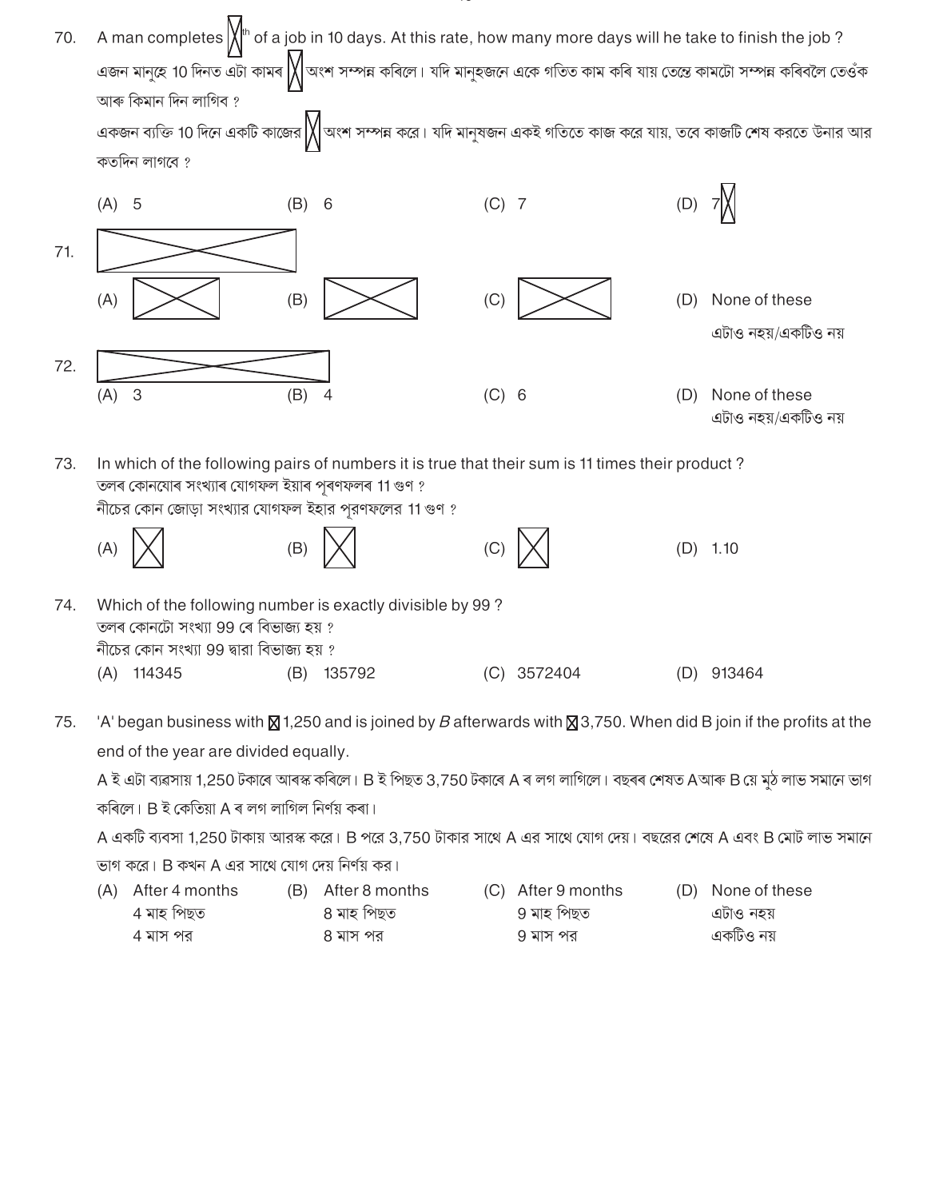70. A man completes ☒th of a job in 10 days. At this rate, how many more days will he take to finish the job ?

এজন মানুহে 10 দিনত এটা কামৰ ☒ অংশ সম্পন্ন কৰিলে। যদি মানুহজনে একে গতিত কাম কৰি যায় তেন্তে কামটো সম্পন্ন কৰিবলৈ তেওঁক আৰু কিমান দিন লাগিব ?

একজন ব্যক্তি 10 দিনে একটি কাজের ☒ অংশ সম্পন্ন করে। যদি মানুষজন একই গতিতে কাজ করে যায়, তবে কাজটি শেষ করতে উনার আর কতদিন লাগবে ?

(A) 5 (B) 6 (C) 7 (D) 7☒

71. ☒

(A) ☒ (B) ☒ (C) ☒ (D) None of these
এটাও নহয়/একটিও নয়

72. ☒

(A) 3 (B) 4 (C) 6 (D) None of these
এটাও নহয়/একটিও নয়

73. In which of the following pairs of numbers it is true that their sum is 11 times their product ?

তলৰ কোনযোৰ সংখ্যাৰ যোগফল ইয়াৰ পূৰণফলৰ 11 গুণ ?

নীচের কোন জোড়া সংখ্যার যোগফল ইহার পূরণফলের 11 গুণ ?

(A) ☒ (B) ☒ (C) ☒ (D) 1.10

74. Which of the following number is exactly divisible by 99 ?

তলৰ কোনটো সংখ্যা 99 ৰে বিভাজ্য হয় ?

নীচের কোন সংখ্যা 99 দ্বারা বিভাজ্য হয় ?

(A) 114345 (B) 135792 (C) 3572404 (D) 913464

75. 'A' began business with ☒1,250 and is joined by *B* afterwards with ☒3,750. When did B join if the profits at the end of the year are divided equally.

A ই এটা ব্যৱসায় 1,250 টকাৰে আৰম্ভ কৰিলে। B ই পিছত 3,750 টকাৰে A ৰ লগ লাগিলে। বছৰৰ শেষত A আৰু B য়ে মুঠ লাভ সমানে ভাগ কৰিলে। B ই কেতিয়া A ৰ লগ লাগিল নিৰ্ণয় কৰা।

A একটি ব্যবসা 1,250 টাকায় আরম্ভ করে। B পরে 3,750 টাকার সাথে A এর সাথে যোগ দেয়। বছরের শেষে A এবং B মোট লাভ সমানে ভাগ করে। B কখন A এর সাথে যোগ দেয় নির্ণয় কর।

(A) After 4 months
4 মাহ পিছত
4 মাস পর

(B) After 8 months
8 মাহ পিছত
8 মাস পর

(C) After 9 months
9 মাহ পিছত
9 মাস পর

(D) None of these
এটাও নহয়
একটিও নয়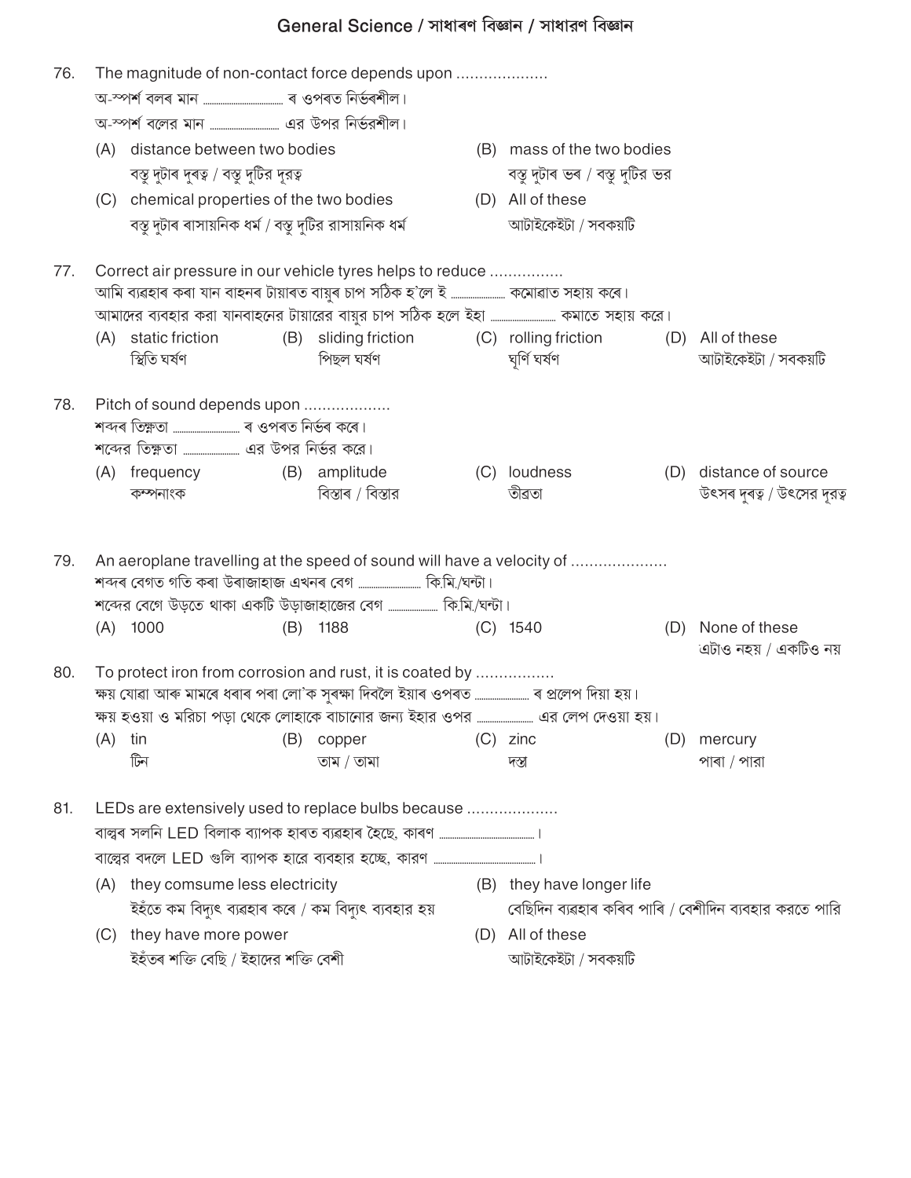# General Science / সাধাৰণ বিজ্ঞান / সাধারণ বিজ্ঞান

76. The magnitude of non-contact force depends upon ....................

অ-স্পৰ্শ বলৰ মান .................... ৰ ওপৰত নিৰ্ভৰশীল।

অ-স্পর্শ বলের মান .................... এর উপর নির্ভরশীল।

(A) distance between two bodies
বস্তু দুটাৰ দূৰত্ব / বস্তু দুটির দূরত্ব

(B) mass of the two bodies
বস্তু দুটাৰ ভৰ / বস্তু দুটির ভর

(C) chemical properties of the two bodies
বস্তু দুটাৰ ৰাসায়নিক ধৰ্ম / বস্তু দুটির রাসায়নিক ধর্ম

(D) All of these
আটাইকেইটা / সবকয়টি

77. Correct air pressure in our vehicle tyres helps to reduce ................

আমি ব্যৱহাৰ কৰা যান বাহনৰ টায়াৰত বায়ুৰ চাপ সঠিক হ'লে ই .................... কমোৱাত সহায় কৰে।

আমাদের ব্যবহার করা যানবাহনের টায়ারের বায়ুর চাপ সঠিক হলে ইহা .................... কমাতে সহায় করে।

(A) static friction
স্থিতি ঘৰ্ষণ

(B) sliding friction
পিছল ঘৰ্ষণ

(C) rolling friction
ঘূৰ্ণি ঘৰ্ষণ

(D) All of these
আটাইকেইটা / সবকয়টি

78. Pitch of sound depends upon ...................

শব্দৰ তিক্ষ্ণতা .................... ৰ ওপৰত নিৰ্ভৰ কৰে।

শব্দের তিক্ষ্ণতা .................... এর উপর নির্ভর করে।

(A) frequency
কম্পনাংক

(B) amplitude
বিস্তাৰ / বিস্তার

(C) loudness
তীব্ৰতা

(D) distance of source
উৎসৰ দুৰত্ব / উৎসের দূরত্ব

79. An aeroplane travelling at the speed of sound will have a velocity of .....................

শব্দৰ বেগত গতি কৰা উৰাজাহাজ এখনৰ বেগ .................... কি.মি./ঘন্টা।

শব্দের বেগে উড়তে থাকা একটি উড়াজাহাজের বেগ .................... কি.মি./ঘন্টা।

(A) 1000

(B) 1188

(C) 1540

(D) None of these
এটাও নহয় / একটিও নয়

80. To protect iron from corrosion and rust, it is coated by .................

ক্ষয় যোৱা আৰু মামৰে ধৰাৰ পৰা লো'ক সুৰক্ষা দিবলৈ ইয়াৰ ওপৰত .................... ৰ প্ৰলেপ দিয়া হয়।

ক্ষয় হওয়া ও মরিচা পড়া থেকে লোহাকে বাচানোর জন্য ইহার ওপর .................... এর লেপ দেওয়া হয়।

(A) tin
টিন

(B) copper
তাম / তামা

(C) zinc
দস্তা

(D) mercury
পাৰা / পারা

81. LEDs are extensively used to replace bulbs because ...................

বাল্বৰ সলনি LED বিলাক ব্যাপক হাৰত ব্যৱহাৰ হৈছে, কাৰণ ....................।

বাল্বের বদলে LED গুলি ব্যাপক হারে ব্যবহার হচ্ছে, কারণ ....................।

(A) they comsume less electricity
ইহঁতে কম বিদ্যুৎ ব্যৱহাৰ কৰে / কম বিদ্যুৎ ব্যবহার হয়

(B) they have longer life
বেছিদিন ব্যৱহাৰ কৰিব পাৰি / বেশীদিন ব্যবহার করতে পারি

(C) they have more power
ইহঁতৰ শক্তি বেছি / ইহাদের শক্তি বেশী

(D) All of these
আটাইকেইটা / সবকয়টি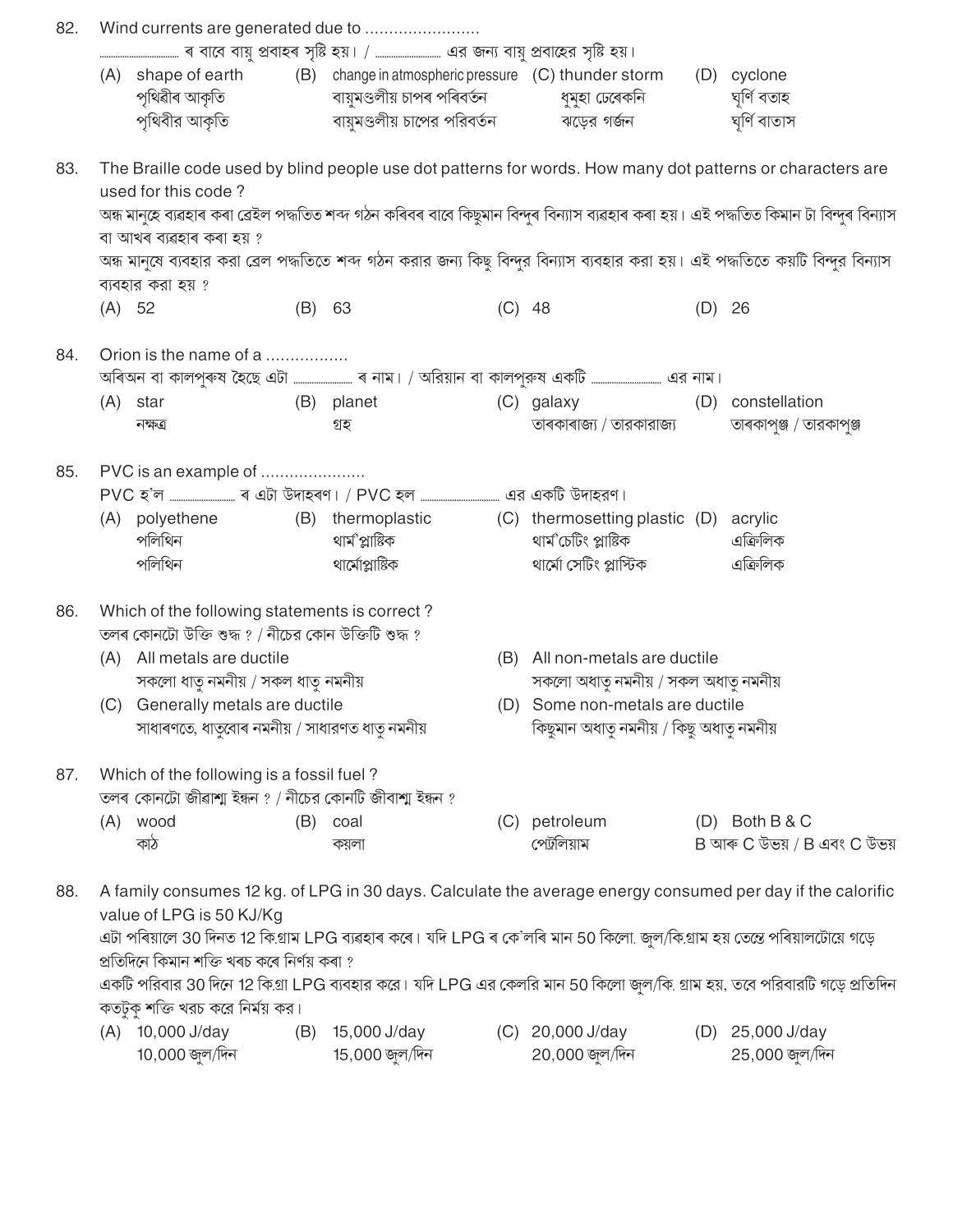82. Wind currents are generated due to ......................

.................... ৰ বাবে বায়ু প্ৰবাহৰ সৃষ্টি হয়। / .................... এর জন্য বায়ু প্রবাহের সৃষ্টি হয়।

(A) shape of earth
পৃথিৱীৰ আকৃতি
পৃথিবীর আকৃতি

(B) change in atmospheric pressure
বায়ুমণ্ডলীয় চাপৰ পৰিৱৰ্তন
বায়ুমণ্ডলীয় চাপের পরিবর্তন

(C) thunder storm
ধুমুহা ঢেৰেকনি
ঝড়ের গর্জন

(D) cyclone
ঘূৰ্ণি বতাহ
ঘূর্ণি বাতাস

83. The Braille code used by blind people use dot patterns for words. How many dot patterns or characters are used for this code ?

অন্ধ মানুহে ব্যৱহাৰ কৰা ব্ৰেইল পদ্ধতিত শব্দ গঠন কৰিবৰ বাবে কিছুমান বিন্দুৰ বিন্যাস ব্যৱহাৰ কৰা হয়। এই পদ্ধতিত কিমান টা বিন্দুৰ বিন্যাস বা আখৰ ব্যৱহাৰ কৰা হয় ?

অন্ধ মানুষে ব্যবহার করা ব্রেল পদ্ধতিতে শব্দ গঠন করার জন্য কিছু বিন্দুর বিন্যাস ব্যবহার করা হয়। এই পদ্ধতিতে কয়টি বিন্দুর বিন্যাস ব্যবহার করা হয় ?

(A) 52
(B) 63
(C) 48
(D) 26

84. Orion is the name of a .................

অৰিঅন বা কালপুৰুষ হৈছে এটা .................... ৰ নাম। / অরিয়ান বা কালপুরুষ একটি .................... এর নাম।

(A) star
নক্ষত্ৰ

(B) planet
গ্ৰহ

(C) galaxy
তাৰকাৰাজ্য / তারকারাজ্য

(D) constellation
তাৰকাপুঞ্জ / তারকাপুঞ্জ

85. PVC is an example of ......................

PVC হ'ল .................... ৰ এটা উদাহৰণ। / PVC হল .................... এর একটি উদাহরণ।

(A) polyethene
পলিথিন
পলিথিন

(B) thermoplastic
থাৰ্মপ্লাষ্টিক
থার্মোপ্লাস্টিক

(C) thermosetting plastic
থাৰ্মচেটিং প্লাষ্টিক
থার্মো সেটিং প্লাস্টিক

(D) acrylic
এক্ৰিলিক
এক্রিলিক

86. Which of the following statements is correct ?

তলৰ কোনটো উক্তি শুদ্ধ ? / নীচের কোন উক্তিটি শুদ্ধ ?

(A) All metals are ductile
সকলো ধাতু নমনীয় / সকল ধাতু নমনীয়

(B) All non-metals are ductile
সকলো অধাতু নমনীয় / সকল অধাতু নমনীয়

(C) Generally metals are ductile
সাধাৰণতে, ধাতুবোৰ নমনীয় / সাধারণত ধাতু নমনীয়

(D) Some non-metals are ductile
কিছুমান অধাতু নমনীয় / কিছু অধাতু নমনীয়

87. Which of the following is a fossil fuel ?

তলৰ কোনটো জীৱাশ্ম ইন্ধন ? / নীচের কোনটি জীবাশ্ম ইন্ধন ?

(A) wood
কাঠ

(B) coal
কয়লা

(C) petroleum
পেট্ৰলিয়াম

(D) Both B & C
B আৰু C উভয় / B এবং C উভয়

88. A family consumes 12 kg. of LPG in 30 days. Calculate the average energy consumed per day if the calorific value of LPG is 50 KJ/Kg

এটা পৰিয়ালে 30 দিনত 12 কি.গ্ৰাম LPG ব্যৱহাৰ কৰে। যদি LPG ৰ কে'লৰি মান 50 কিলো. জুল/কি.গ্ৰাম হয় তেন্তে পৰিয়ালটোয়ে গড়ে প্ৰতিদিনে কিমান শক্তি খৰচ কৰে নিৰ্ণয় কৰা ?

একটি পরিবার 30 দিনে 12 কি.গ্রা LPG ব্যবহার করে। যদি LPG এর কেলরি মান 50 কিলো জুল/কি. গ্রাম হয়, তবে পরিবারটি গড়ে প্রতিদিন কতটুকু শক্তি খরচ করে নির্ণয় কর।

(A) 10,000 J/day
10,000 জুল/দিন

(B) 15,000 J/day
15,000 জুল/দিন

(C) 20,000 J/day
20,000 জুল/দিন

(D) 25,000 J/day
25,000 জুল/দিন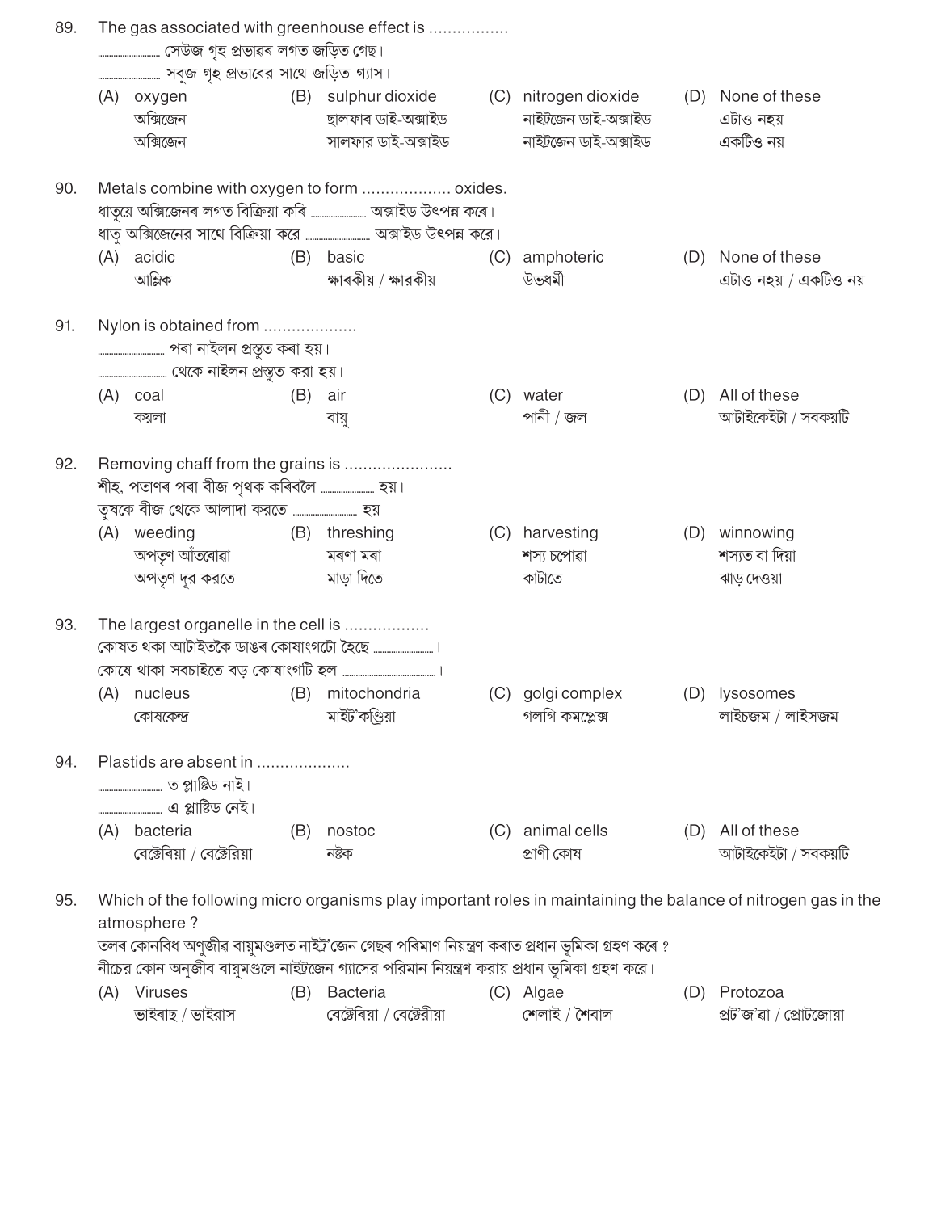89. The gas associated with greenhouse effect is ................

........................ সেউজ গৃহ প্ৰভাৱৰ লগত জড়িত গেছ।

........................ সবুজ গৃহ প্রভাবের সাথে জড়িত গ্যাস।

(A) oxygen
অক্সিজেন
অক্সিজেন

(B) sulphur dioxide
ছালফাৰ ডাই-অক্সাইড
সালফার ডাই-অক্সাইড

(C) nitrogen dioxide
নাইট্ৰজেন ডাই-অক্সাইড
নাইট্রজেন ডাই-অক্সাইড

(D) None of these
এটাও নহয়
একটিও নয়

90. Metals combine with oxygen to form .................. oxides.

ধাতুয়ে অক্সিজেনৰ লগত বিক্ৰিয়া কৰি ...................... অক্সাইড উৎপন্ন কৰে।

ধাতু অক্সিজেনের সাথে বিক্রিয়া করে ........................ অক্সাইড উৎপন্ন করে।

(A) acidic
আম্লিক

(B) basic
ক্ষাৰকীয় / ক্ষারকীয়

(C) amphoteric
উভধৰ্মী

(D) None of these
এটাও নহয় / একটিও নয়

91. Nylon is obtained from ...................

........................ পৰা নাইলন প্ৰস্তুত কৰা হয়।

........................ থেকে নাইলন প্রস্তুত করা হয়।

(A) coal
কয়লা

(B) air
বায়ু

(C) water
পানী / জল

(D) All of these
আটাইকেইটা / সবকয়টি

92. Removing chaff from the grains is ......................

শীহ, পতাণৰ পৰা বীজ পৃথক কৰিবলৈ ..................... হয়।

তুষকে বীজ থেকে আলাদা করতে ........................ হয়

(A) weeding
অপতৃণ আঁতৰোৱা
অপতৃণ দূর করতে

(B) threshing
মৰণা মৰা
মাড়া দিতে

(C) harvesting
শস্য চপোৱা
কাটাতে

(D) winnowing
শস্যত বা দিয়া
ঝাড় দেওয়া

93. The largest organelle in the cell is .................

কোষত থকা আটাইতকৈ ডাঙৰ কোষাংগটো হৈছে ........................।

কোষে থাকা সবচাইতে বড় কোষাংগটি হল ..............................।

(A) nucleus
কোষকেন্দ্ৰ

(B) mitochondria
মাইট'কণ্ড্ৰিয়া

(C) golgi complex
গলগি কমপ্লেক্স

(D) lysosomes
লাইচজম / লাইসজম

94. Plastids are absent in ...................

........................ ত প্লাষ্টিড নাই।

........................ এ প্লাস্টিড নেই।

(A) bacteria
বেক্টেৰিয়া / বেক্টেরিয়া

(B) nostoc
নষ্টক

(C) animal cells
প্ৰাণী কোষ

(D) All of these
আটাইকেইটা / সবকয়টি

95. Which of the following micro organisms play important roles in maintaining the balance of nitrogen gas in the atmosphere ?

তলৰ কোনবিধ অণুজীৱ বায়ুমণ্ডলত নাইট্ৰ'জেন গেছৰ পৰিমাণ নিয়ন্ত্ৰণ কৰাত প্ৰধান ভূমিকা গ্ৰহণ কৰে ?

নীচের কোন অনুজীব বায়ুমণ্ডলে নাইট্রজেন গ্যাসের পরিমান নিয়ন্ত্রণ করায় প্রধান ভূমিকা গ্রহণ করে।

(A) Viruses
ভাইৰাছ / ভাইরাস

(B) Bacteria
বেক্টেৰিয়া / বেক্টেরীয়া

(C) Algae
শেলাই / শৈবাল

(D) Protozoa
প্ৰট'জ'ৱা / প্রোটজোয়া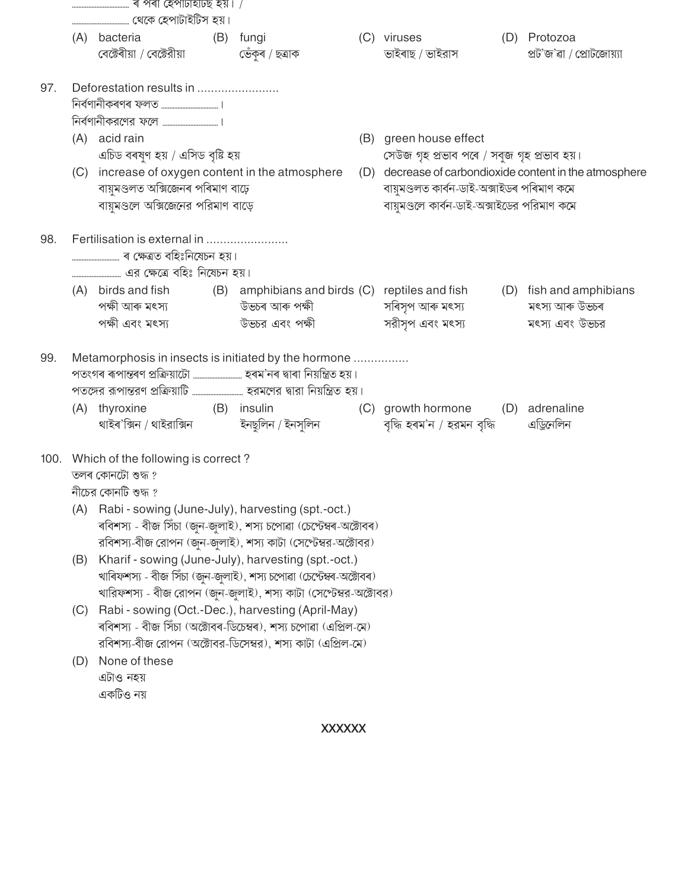.................................. ৰ পৰা হেপাটাইটিছ হয়। /
.................................. থেকে হেপাটাইটিস হয়।

(A) bacteria
বেক্টেৰীয়া / বেক্টেরীয়া

(B) fungi
ভেঁকুৰ / ছত্রাক

(C) viruses
ভাইৰাছ / ভাইরাস

(D) Protozoa
প্ৰট'জ'ৱা / প্রোটজোয়া

97. Deforestation results in ........................
নিৰ্বণানীকৰণৰ ফলত .................................. ।
নির্বণানীকরণের ফলে .................................. ।

(A) acid rain
এচিড বৰষুণ হয় / এসিড বৃষ্টি হয়

(B) green house effect
সেউজ গৃহ প্ৰভাৱ পৰে / সবুজ গৃহ প্রভাব হয়।

(C) increase of oxygen content in the atmosphere
বায়ুমণ্ডলত অক্সিজেনৰ পৰিমাণ বাঢ়ে
বায়ুমণ্ডলে অক্সিজেনের পরিমাণ বাড়ে

(D) decrease of carbondioxide content in the atmosphere
বায়ুমণ্ডলত কাৰ্বন-ডাই-অক্সাইডৰ পৰিমাণ কমে
বায়ুমণ্ডলে কার্বন-ডাই-অক্সাইডের পরিমাণ কমে

98. Fertilisation is external in ........................
.......................... ৰ ক্ষেত্ৰত বহিঃনিষেচন হয়।
.......................... এর ক্ষেত্রে বহিঃ নিষেচন হয়।

(A) birds and fish
পক্ষী আৰু মৎস্য
পক্ষী এবং মৎস্য

(B) amphibians and birds
উভচৰ আৰু পক্ষী
উভচর এবং পক্ষী

(C) reptiles and fish
সৰিসৃপ আৰু মৎস্য
সরীসৃপ এবং মৎস্য

(D) fish and amphibians
মৎস্য আৰু উভচৰ
মৎস্য এবং উভচর

99. Metamorphosis in insects is initiated by the hormone ................
পতংগৰ ৰূপান্তৰণ প্ৰক্ৰিয়াটো .......................... হৰম'নৰ দ্বাৰা নিয়ন্ত্ৰিত হয়।
পতঙ্গের রূপান্তরণ প্রক্রিয়াটি .......................... হরমণের দ্বারা নিয়ন্ত্রিত হয়।

(A) thyroxine
থাইৰ'ক্সিন / থাইরাক্সিন

(B) insulin
ইনছুলিন / ইনসুলিন

(C) growth hormone
বৃদ্ধি হৰম'ন / হরমন বৃদ্ধি

(D) adrenaline
এড্রিনেলিন

100. Which of the following is correct ?
তলৰ কোনটো শুদ্ধ ?
নীচের কোনটি শুদ্ধ ?

(A) Rabi - sowing (June-July), harvesting (spt.-oct.)
ৰবিশস্য - বীজ সিঁচা (জুন-জুলাই), শস্য চপোৱা (চেপ্টেম্বৰ-অক্টোবৰ)
রবিশস্য-বীজ রোপন (জুন-জুলাই), শস্য কাটা (সেপ্টেম্বর-অক্টোবর)

(B) Kharif - sowing (June-July), harvesting (spt.-oct.)
খাৰিফশস্য - বীজ সিঁচা (জুন-জুলাই), শস্য চপোৱা (চেপ্টেম্বৰ-অক্টোবৰ)
খারিফশস্য - বীজ রোপন (জুন-জুলাই), শস্য কাটা (সেপ্টেম্বর-অক্টোবর)

(C) Rabi - sowing (Oct.-Dec.), harvesting (April-May)
ৰবিশস্য - বীজ সিঁচা (অক্টোবৰ-ডিচেম্বৰ), শস্য চপোৱা (এপ্ৰিল-মে)
রবিশস্য-বীজ রোপন (অক্টোবর-ডিসেম্বর), শস্য কাটা (এপ্রিল-মে)

(D) None of these
এটাও নহয়
একটিও নয়

XXXXXX